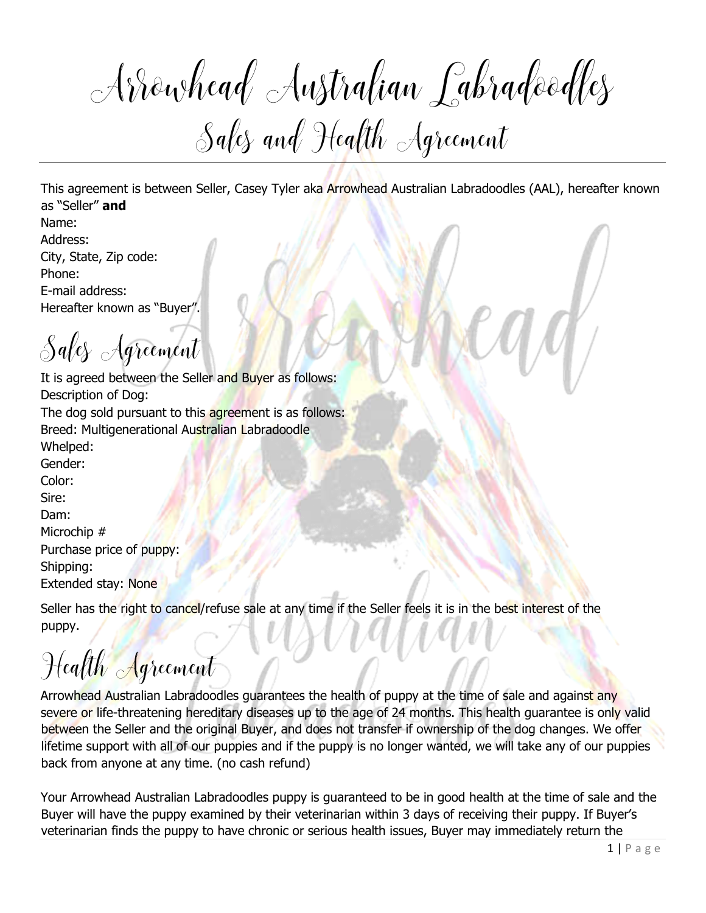# Arrowhead Australian Labradoodles

## Sales and Health Agreement

This agreement is between Seller, Casey Tyler aka Arrowhead Australian Labradoodles (AAL), hereafter known as "Seller" **and**

Name:
Address:
City, State, Zip code:
Phone:
E-mail address:
Hereafter known as "Buyer".

## Sales Agreement

It is agreed between the Seller and Buyer as follows:
Description of Dog:
The dog sold pursuant to this agreement is as follows:
Breed: Multigenerational Australian Labradoodle
Whelped:
Gender:
Color:
Sire:
Dam:
Microchip #
Purchase price of puppy:
Shipping:
Extended stay: None

Seller has the right to cancel/refuse sale at any time if the Seller feels it is in the best interest of the puppy.

## Health Agreement

Arrowhead Australian Labradoodles guarantees the health of puppy at the time of sale and against any severe or life-threatening hereditary diseases up to the age of 24 months. This health guarantee is only valid between the Seller and the original Buyer, and does not transfer if ownership of the dog changes. We offer lifetime support with all of our puppies and if the puppy is no longer wanted, we will take any of our puppies back from anyone at any time. (no cash refund)

Your Arrowhead Australian Labradoodles puppy is guaranteed to be in good health at the time of sale and the Buyer will have the puppy examined by their veterinarian within 3 days of receiving their puppy. If Buyer's veterinarian finds the puppy to have chronic or serious health issues, Buyer may immediately return the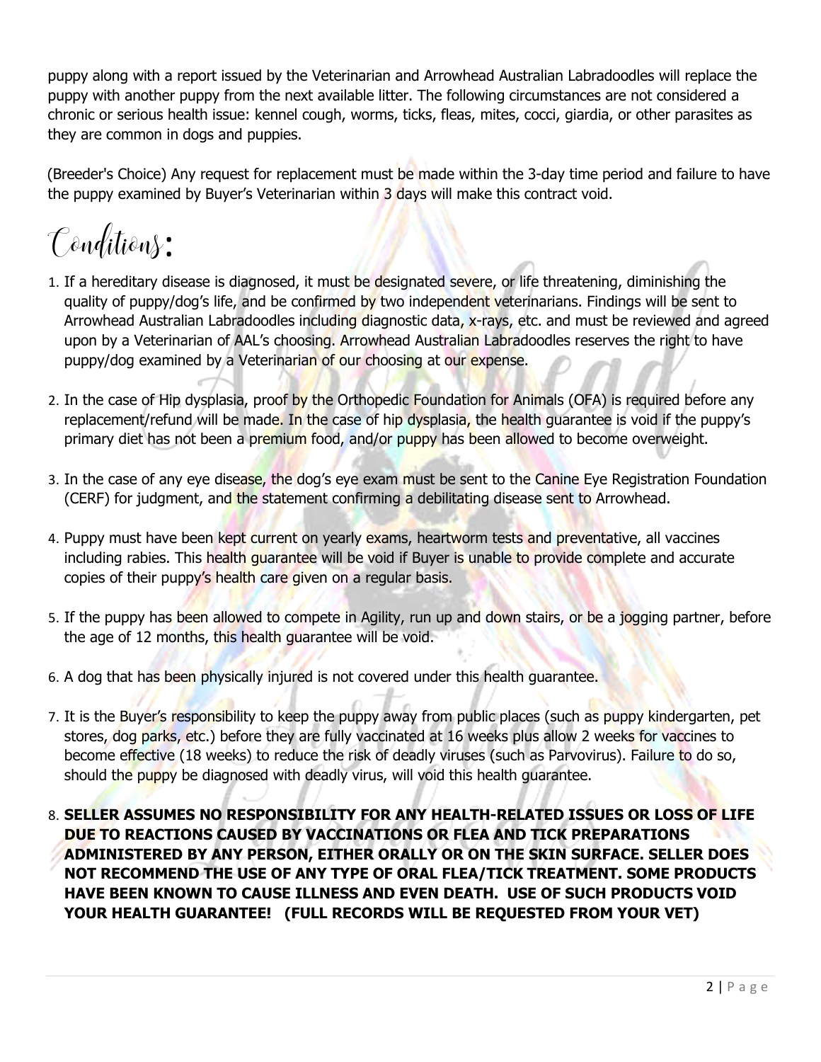puppy along with a report issued by the Veterinarian and Arrowhead Australian Labradoodles will replace the puppy with another puppy from the next available litter. The following circumstances are not considered a chronic or serious health issue: kennel cough, worms, ticks, fleas, mites, cocci, giardia, or other parasites as they are common in dogs and puppies.

(Breeder's Choice) Any request for replacement must be made within the 3-day time period and failure to have the puppy examined by Buyer's Veterinarian within 3 days will make this contract void.

# Conditions:

1. If a hereditary disease is diagnosed, it must be designated severe, or life threatening, diminishing the quality of puppy/dog's life, and be confirmed by two independent veterinarians. Findings will be sent to Arrowhead Australian Labradoodles including diagnostic data, x-rays, etc. and must be reviewed and agreed upon by a Veterinarian of AAL's choosing. Arrowhead Australian Labradoodles reserves the right to have puppy/dog examined by a Veterinarian of our choosing at our expense.

2. In the case of Hip dysplasia, proof by the Orthopedic Foundation for Animals (OFA) is required before any replacement/refund will be made. In the case of hip dysplasia, the health guarantee is void if the puppy's primary diet has not been a premium food, and/or puppy has been allowed to become overweight.

3. In the case of any eye disease, the dog's eye exam must be sent to the Canine Eye Registration Foundation (CERF) for judgment, and the statement confirming a debilitating disease sent to Arrowhead.

4. Puppy must have been kept current on yearly exams, heartworm tests and preventative, all vaccines including rabies. This health guarantee will be void if Buyer is unable to provide complete and accurate copies of their puppy's health care given on a regular basis.

5. If the puppy has been allowed to compete in Agility, run up and down stairs, or be a jogging partner, before the age of 12 months, this health guarantee will be void.

6. A dog that has been physically injured is not covered under this health guarantee.

7. It is the Buyer's responsibility to keep the puppy away from public places (such as puppy kindergarten, pet stores, dog parks, etc.) before they are fully vaccinated at 16 weeks plus allow 2 weeks for vaccines to become effective (18 weeks) to reduce the risk of deadly viruses (such as Parvovirus). Failure to do so, should the puppy be diagnosed with deadly virus, will void this health guarantee.

8. **SELLER ASSUMES NO RESPONSIBILITY FOR ANY HEALTH-RELATED ISSUES OR LOSS OF LIFE DUE TO REACTIONS CAUSED BY VACCINATIONS OR FLEA AND TICK PREPARATIONS ADMINISTERED BY ANY PERSON, EITHER ORALLY OR ON THE SKIN SURFACE. SELLER DOES NOT RECOMMEND THE USE OF ANY TYPE OF ORAL FLEA/TICK TREATMENT. SOME PRODUCTS HAVE BEEN KNOWN TO CAUSE ILLNESS AND EVEN DEATH. USE OF SUCH PRODUCTS VOID YOUR HEALTH GUARANTEE! (FULL RECORDS WILL BE REQUESTED FROM YOUR VET)**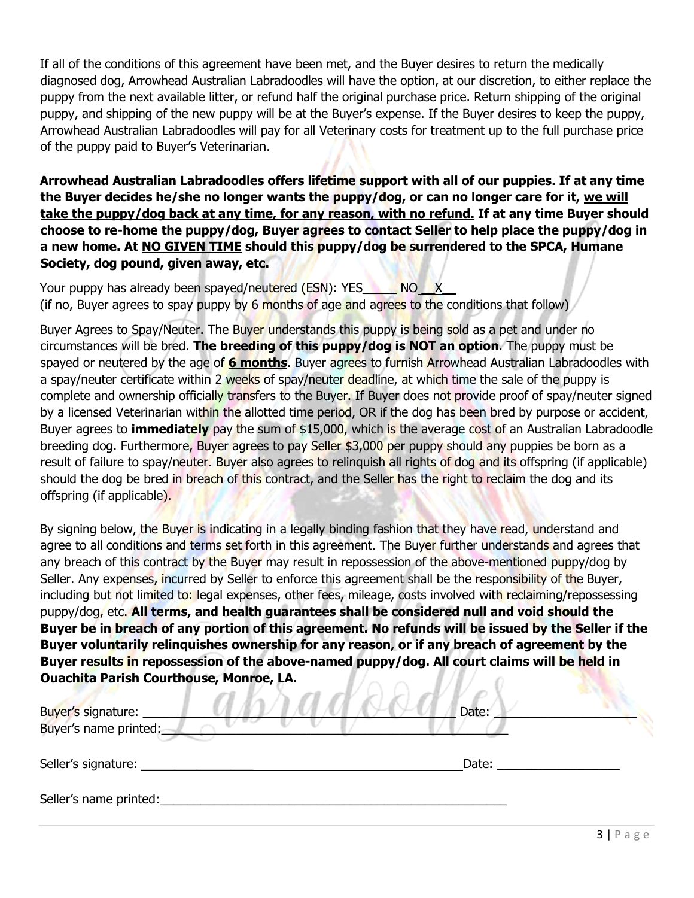If all of the conditions of this agreement have been met, and the Buyer desires to return the medically diagnosed dog, Arrowhead Australian Labradoodles will have the option, at our discretion, to either replace the puppy from the next available litter, or refund half the original purchase price. Return shipping of the original puppy, and shipping of the new puppy will be at the Buyer's expense. If the Buyer desires to keep the puppy, Arrowhead Australian Labradoodles will pay for all Veterinary costs for treatment up to the full purchase price of the puppy paid to Buyer's Veterinarian.

**Arrowhead Australian Labradoodles offers lifetime support with all of our puppies. If at any time the Buyer decides he/she no longer wants the puppy/dog, or can no longer care for it, <u>we will take the puppy/dog back at any time, for any reason, with no refund.</u> If at any time Buyer should choose to re-home the puppy/dog, Buyer agrees to contact Seller to help place the puppy/dog in a new home. At <u>NO GIVEN TIME</u> should this puppy/dog be surrendered to the SPCA, Humane Society, dog pound, given away, etc.**

Your puppy has already been spayed/neutered (ESN): YES_____ NO__X__
(if no, Buyer agrees to spay puppy by 6 months of age and agrees to the conditions that follow)

Buyer Agrees to Spay/Neuter. The Buyer understands this puppy is being sold as a pet and under no circumstances will be bred. **The breeding of this puppy/dog is NOT an option**. The puppy must be spayed or neutered by the age of **<u>6 months</u>**. Buyer agrees to furnish Arrowhead Australian Labradoodles with a spay/neuter certificate within 2 weeks of spay/neuter deadline, at which time the sale of the puppy is complete and ownership officially transfers to the Buyer. If Buyer does not provide proof of spay/neuter signed by a licensed Veterinarian within the allotted time period, OR if the dog has been bred by purpose or accident, Buyer agrees to **immediately** pay the sum of $15,000, which is the average cost of an Australian Labradoodle breeding dog. Furthermore, Buyer agrees to pay Seller $3,000 per puppy should any puppies be born as a result of failure to spay/neuter. Buyer also agrees to relinquish all rights of dog and its offspring (if applicable) should the dog be bred in breach of this contract, and the Seller has the right to reclaim the dog and its offspring (if applicable).

By signing below, the Buyer is indicating in a legally binding fashion that they have read, understand and agree to all conditions and terms set forth in this agreement. The Buyer further understands and agrees that any breach of this contract by the Buyer may result in repossession of the above-mentioned puppy/dog by Seller. Any expenses, incurred by Seller to enforce this agreement shall be the responsibility of the Buyer, including but not limited to: legal expenses, other fees, mileage, costs involved with reclaiming/repossessing puppy/dog, etc. **All terms, and health guarantees shall be considered null and void should the Buyer be in breach of any portion of this agreement. No refunds will be issued by the Seller if the Buyer voluntarily relinquishes ownership for any reason, or if any breach of agreement by the Buyer results in repossession of the above-named puppy/dog. All court claims will be held in Ouachita Parish Courthouse, Monroe, LA.**

Buyer's signature: ______________________________ Date: ____________________
Buyer's name printed: ______________________________

Seller's signature: ______________________________ Date: ____________________

Seller's name printed: ______________________________